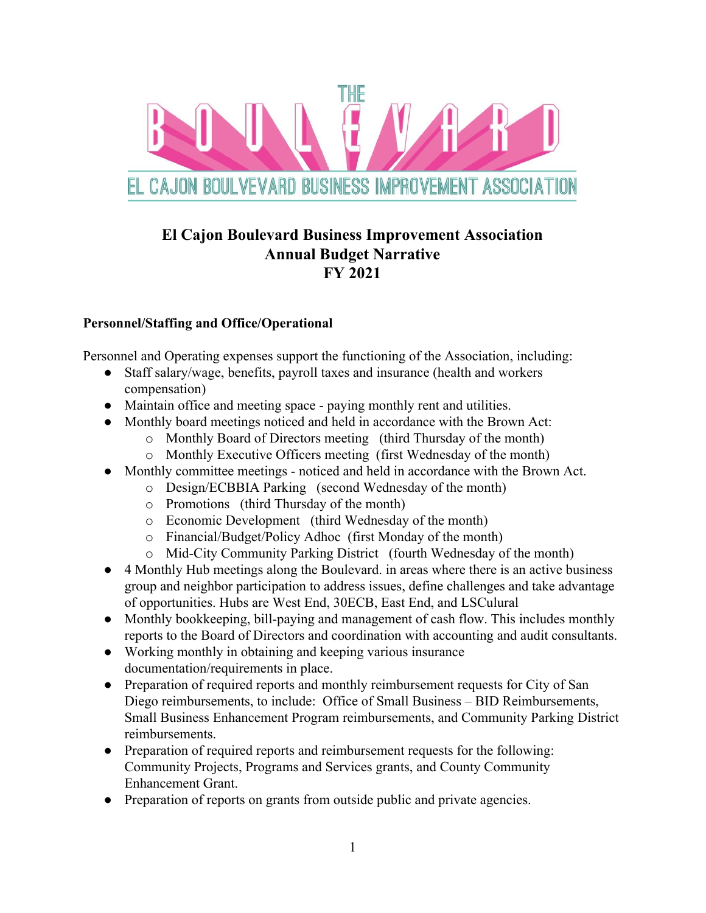THE BOULEVARD

EL CAJON BOULVEVARD BUSINESS IMPROVEMENT ASSOCIATION

# El Cajon Boulevard Business Improvement Association
# Annual Budget Narrative
# FY 2021

### Personnel/Staffing and Office/Operational

Personnel and Operating expenses support the functioning of the Association, including:

- Staff salary/wage, benefits, payroll taxes and insurance (health and workers compensation)
- Maintain office and meeting space - paying monthly rent and utilities.
- Monthly board meetings noticed and held in accordance with the Brown Act:
  - Monthly Board of Directors meeting (third Thursday of the month)
  - Monthly Executive Officers meeting (first Wednesday of the month)
- Monthly committee meetings - noticed and held in accordance with the Brown Act.
  - Design/ECBBIA Parking (second Wednesday of the month)
  - Promotions (third Thursday of the month)
  - Economic Development (third Wednesday of the month)
  - Financial/Budget/Policy Adhoc (first Monday of the month)
  - Mid-City Community Parking District (fourth Wednesday of the month)
- 4 Monthly Hub meetings along the Boulevard. in areas where there is an active business group and neighbor participation to address issues, define challenges and take advantage of opportunities. Hubs are West End, 30ECB, East End, and LSCulural
- Monthly bookkeeping, bill-paying and management of cash flow. This includes monthly reports to the Board of Directors and coordination with accounting and audit consultants.
- Working monthly in obtaining and keeping various insurance documentation/requirements in place.
- Preparation of required reports and monthly reimbursement requests for City of San Diego reimbursements, to include: Office of Small Business – BID Reimbursements, Small Business Enhancement Program reimbursements, and Community Parking District reimbursements.
- Preparation of required reports and reimbursement requests for the following: Community Projects, Programs and Services grants, and County Community Enhancement Grant.
- Preparation of reports on grants from outside public and private agencies.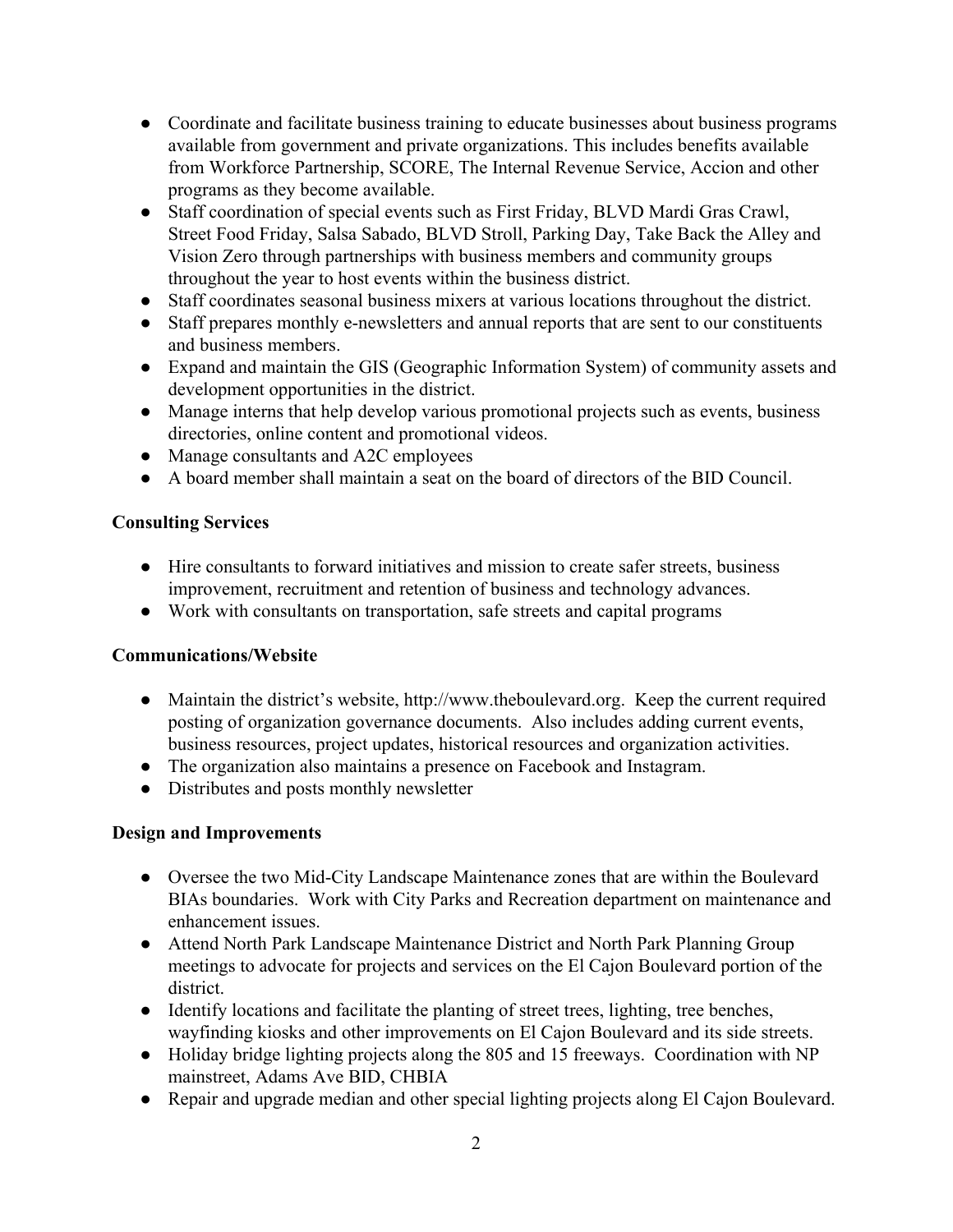- Coordinate and facilitate business training to educate businesses about business programs available from government and private organizations. This includes benefits available from Workforce Partnership, SCORE, The Internal Revenue Service, Accion and other programs as they become available.
- Staff coordination of special events such as First Friday, BLVD Mardi Gras Crawl, Street Food Friday, Salsa Sabado, BLVD Stroll, Parking Day, Take Back the Alley and Vision Zero through partnerships with business members and community groups throughout the year to host events within the business district.
- Staff coordinates seasonal business mixers at various locations throughout the district.
- Staff prepares monthly e-newsletters and annual reports that are sent to our constituents and business members.
- Expand and maintain the GIS (Geographic Information System) of community assets and development opportunities in the district.
- Manage interns that help develop various promotional projects such as events, business directories, online content and promotional videos.
- Manage consultants and A2C employees
- A board member shall maintain a seat on the board of directors of the BID Council.

**Consulting Services**

- Hire consultants to forward initiatives and mission to create safer streets, business improvement, recruitment and retention of business and technology advances.
- Work with consultants on transportation, safe streets and capital programs

**Communications/Website**

- Maintain the district's website, http://www.theboulevard.org. Keep the current required posting of organization governance documents. Also includes adding current events, business resources, project updates, historical resources and organization activities.
- The organization also maintains a presence on Facebook and Instagram.
- Distributes and posts monthly newsletter

**Design and Improvements**

- Oversee the two Mid-City Landscape Maintenance zones that are within the Boulevard BIAs boundaries. Work with City Parks and Recreation department on maintenance and enhancement issues.
- Attend North Park Landscape Maintenance District and North Park Planning Group meetings to advocate for projects and services on the El Cajon Boulevard portion of the district.
- Identify locations and facilitate the planting of street trees, lighting, tree benches, wayfinding kiosks and other improvements on El Cajon Boulevard and its side streets.
- Holiday bridge lighting projects along the 805 and 15 freeways. Coordination with NP mainstreet, Adams Ave BID, CHBIA
- Repair and upgrade median and other special lighting projects along El Cajon Boulevard.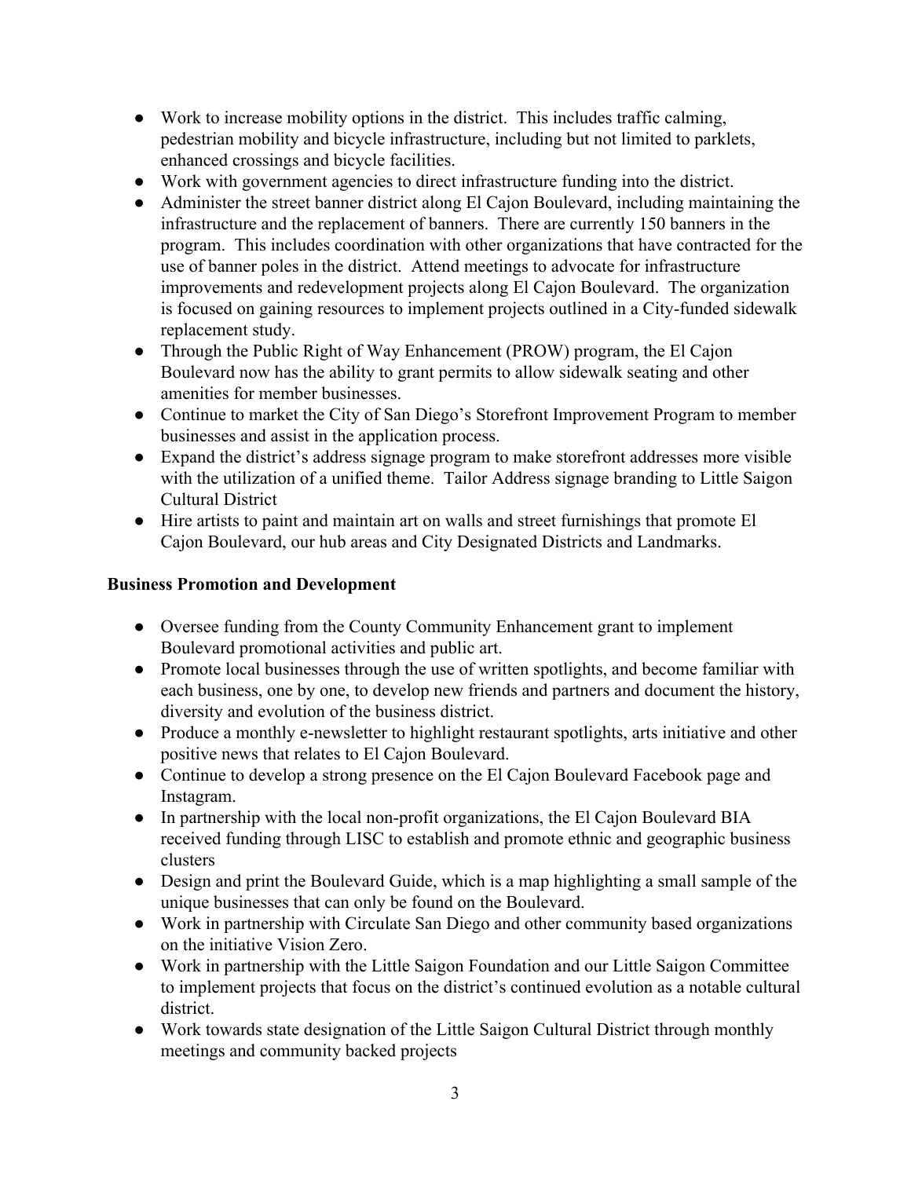- Work to increase mobility options in the district. This includes traffic calming, pedestrian mobility and bicycle infrastructure, including but not limited to parklets, enhanced crossings and bicycle facilities.
- Work with government agencies to direct infrastructure funding into the district.
- Administer the street banner district along El Cajon Boulevard, including maintaining the infrastructure and the replacement of banners. There are currently 150 banners in the program. This includes coordination with other organizations that have contracted for the use of banner poles in the district. Attend meetings to advocate for infrastructure improvements and redevelopment projects along El Cajon Boulevard. The organization is focused on gaining resources to implement projects outlined in a City-funded sidewalk replacement study.
- Through the Public Right of Way Enhancement (PROW) program, the El Cajon Boulevard now has the ability to grant permits to allow sidewalk seating and other amenities for member businesses.
- Continue to market the City of San Diego's Storefront Improvement Program to member businesses and assist in the application process.
- Expand the district's address signage program to make storefront addresses more visible with the utilization of a unified theme. Tailor Address signage branding to Little Saigon Cultural District
- Hire artists to paint and maintain art on walls and street furnishings that promote El Cajon Boulevard, our hub areas and City Designated Districts and Landmarks.

**Business Promotion and Development**

- Oversee funding from the County Community Enhancement grant to implement Boulevard promotional activities and public art.
- Promote local businesses through the use of written spotlights, and become familiar with each business, one by one, to develop new friends and partners and document the history, diversity and evolution of the business district.
- Produce a monthly e-newsletter to highlight restaurant spotlights, arts initiative and other positive news that relates to El Cajon Boulevard.
- Continue to develop a strong presence on the El Cajon Boulevard Facebook page and Instagram.
- In partnership with the local non-profit organizations, the El Cajon Boulevard BIA received funding through LISC to establish and promote ethnic and geographic business clusters
- Design and print the Boulevard Guide, which is a map highlighting a small sample of the unique businesses that can only be found on the Boulevard.
- Work in partnership with Circulate San Diego and other community based organizations on the initiative Vision Zero.
- Work in partnership with the Little Saigon Foundation and our Little Saigon Committee to implement projects that focus on the district's continued evolution as a notable cultural district.
- Work towards state designation of the Little Saigon Cultural District through monthly meetings and community backed projects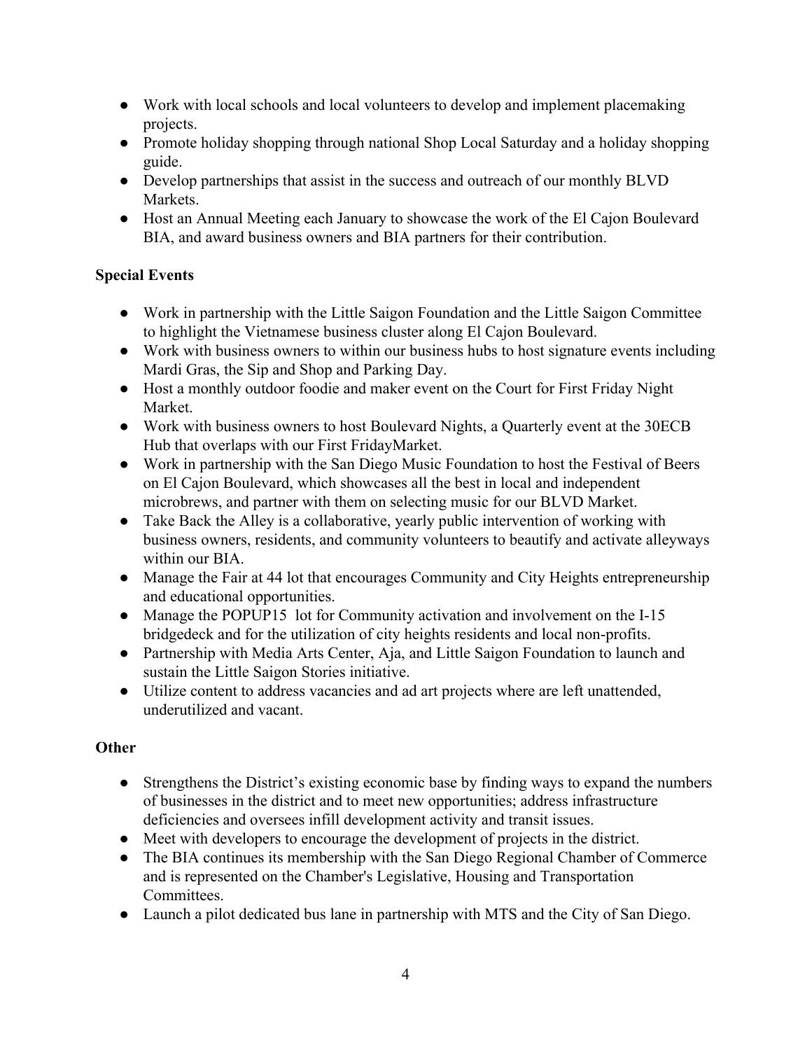- Work with local schools and local volunteers to develop and implement placemaking projects.
- Promote holiday shopping through national Shop Local Saturday and a holiday shopping guide.
- Develop partnerships that assist in the success and outreach of our monthly BLVD Markets.
- Host an Annual Meeting each January to showcase the work of the El Cajon Boulevard BIA, and award business owners and BIA partners for their contribution.

**Special Events**

- Work in partnership with the Little Saigon Foundation and the Little Saigon Committee to highlight the Vietnamese business cluster along El Cajon Boulevard.
- Work with business owners to within our business hubs to host signature events including Mardi Gras, the Sip and Shop and Parking Day.
- Host a monthly outdoor foodie and maker event on the Court for First Friday Night Market.
- Work with business owners to host Boulevard Nights, a Quarterly event at the 30ECB Hub that overlaps with our First FridayMarket.
- Work in partnership with the San Diego Music Foundation to host the Festival of Beers on El Cajon Boulevard, which showcases all the best in local and independent microbrews, and partner with them on selecting music for our BLVD Market.
- Take Back the Alley is a collaborative, yearly public intervention of working with business owners, residents, and community volunteers to beautify and activate alleyways within our BIA.
- Manage the Fair at 44 lot that encourages Community and City Heights entrepreneurship and educational opportunities.
- Manage the POPUP15 lot for Community activation and involvement on the I-15 bridgedeck and for the utilization of city heights residents and local non-profits.
- Partnership with Media Arts Center, Aja, and Little Saigon Foundation to launch and sustain the Little Saigon Stories initiative.
- Utilize content to address vacancies and ad art projects where are left unattended, underutilized and vacant.

**Other**

- Strengthens the District's existing economic base by finding ways to expand the numbers of businesses in the district and to meet new opportunities; address infrastructure deficiencies and oversees infill development activity and transit issues.
- Meet with developers to encourage the development of projects in the district.
- The BIA continues its membership with the San Diego Regional Chamber of Commerce and is represented on the Chamber's Legislative, Housing and Transportation Committees.
- Launch a pilot dedicated bus lane in partnership with MTS and the City of San Diego.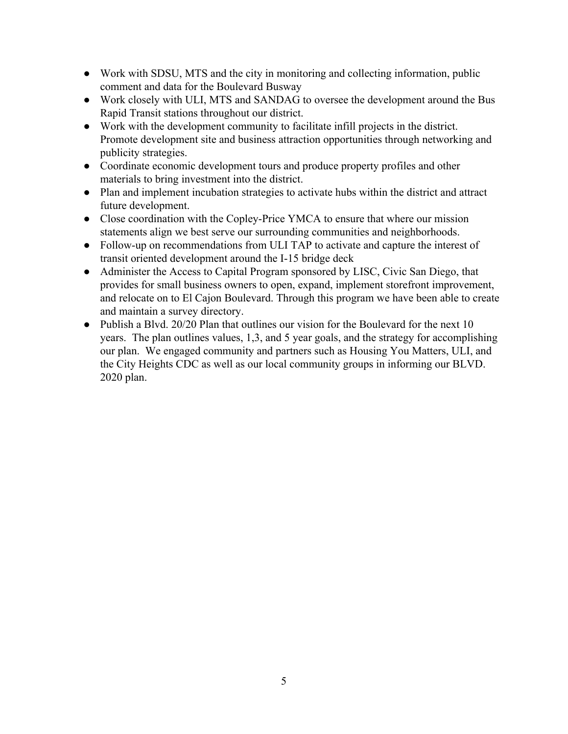- Work with SDSU, MTS and the city in monitoring and collecting information, public comment and data for the Boulevard Busway
- Work closely with ULI, MTS and SANDAG to oversee the development around the Bus Rapid Transit stations throughout our district.
- Work with the development community to facilitate infill projects in the district. Promote development site and business attraction opportunities through networking and publicity strategies.
- Coordinate economic development tours and produce property profiles and other materials to bring investment into the district.
- Plan and implement incubation strategies to activate hubs within the district and attract future development.
- Close coordination with the Copley-Price YMCA to ensure that where our mission statements align we best serve our surrounding communities and neighborhoods.
- Follow-up on recommendations from ULI TAP to activate and capture the interest of transit oriented development around the I-15 bridge deck
- Administer the Access to Capital Program sponsored by LISC, Civic San Diego, that provides for small business owners to open, expand, implement storefront improvement, and relocate on to El Cajon Boulevard. Through this program we have been able to create and maintain a survey directory.
- Publish a Blvd. 20/20 Plan that outlines our vision for the Boulevard for the next 10 years. The plan outlines values, 1,3, and 5 year goals, and the strategy for accomplishing our plan. We engaged community and partners such as Housing You Matters, ULI, and the City Heights CDC as well as our local community groups in informing our BLVD. 2020 plan.